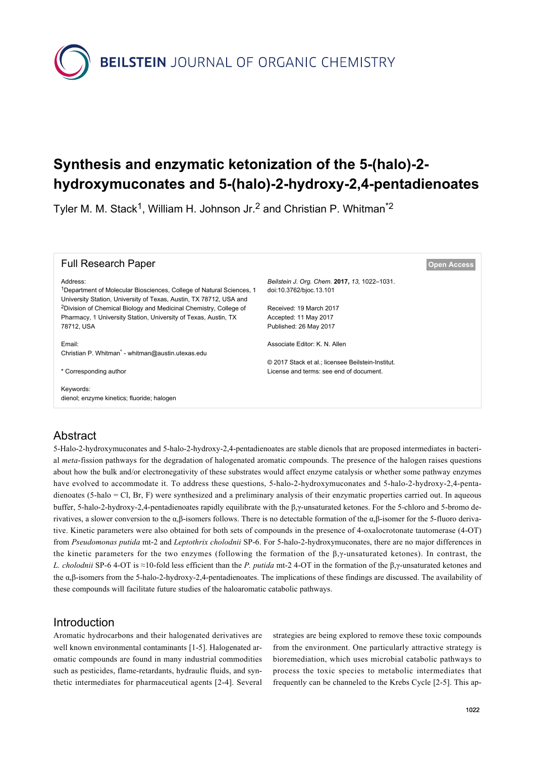BEILSTEIN JOURNAL OF ORGANIC CHEMISTRY

# Synthesis and enzymatic ketonization of the 5-(halo)-2-hydroxymuconates and 5-(halo)-2-hydroxy-2,4-pentadienoates

Tyler M. M. Stack[1], William H. Johnson Jr.[2] and Christian P. Whitman[*2]

## Full Research Paper

**Open Access**

Address:
[1]Department of Molecular Biosciences, College of Natural Sciences, 1 University Station, University of Texas, Austin, TX 78712, USA and [2]Division of Chemical Biology and Medicinal Chemistry, College of Pharmacy, 1 University Station, University of Texas, Austin, TX 78712, USA

Email:
Christian P. Whitman[*] - whitman@austin.utexas.edu

\* Corresponding author

Keywords:
dienol; enzyme kinetics; fluoride; halogen

*Beilstein J. Org. Chem.* **2017,** *13,* 1022–1031.
doi:10.3762/bjoc.13.101

Received: 19 March 2017
Accepted: 11 May 2017
Published: 26 May 2017

Associate Editor: K. N. Allen

© 2017 Stack et al.; licensee Beilstein-Institut.
License and terms: see end of document.

## Abstract

5-Halo-2-hydroxymuconates and 5-halo-2-hydroxy-2,4-pentadienoates are stable dienols that are proposed intermediates in bacterial *meta*-fission pathways for the degradation of halogenated aromatic compounds. The presence of the halogen raises questions about how the bulk and/or electronegativity of these substrates would affect enzyme catalysis or whether some pathway enzymes have evolved to accommodate it. To address these questions, 5-halo-2-hydroxymuconates and 5-halo-2-hydroxy-2,4-pentadienoates (5-halo = Cl, Br, F) were synthesized and a preliminary analysis of their enzymatic properties carried out. In aqueous buffer, 5-halo-2-hydroxy-2,4-pentadienoates rapidly equilibrate with the β,γ-unsaturated ketones. For the 5-chloro and 5-bromo derivatives, a slower conversion to the α,β-isomers follows. There is no detectable formation of the α,β-isomer for the 5-fluoro derivative. Kinetic parameters were also obtained for both sets of compounds in the presence of 4-oxalocrotonate tautomerase (4-OT) from *Pseudomonas putida* mt-2 and *Leptothrix cholodnii* SP-6. For 5-halo-2-hydroxymuconates, there are no major differences in the kinetic parameters for the two enzymes (following the formation of the β,γ-unsaturated ketones). In contrast, the *L. cholodnii* SP-6 4-OT is ≈10-fold less efficient than the *P. putida* mt-2 4-OT in the formation of the β,γ-unsaturated ketones and the α,β-isomers from the 5-halo-2-hydroxy-2,4-pentadienoates. The implications of these findings are discussed. The availability of these compounds will facilitate future studies of the haloaromatic catabolic pathways.

## Introduction

Aromatic hydrocarbons and their halogenated derivatives are well known environmental contaminants [1-5]. Halogenated aromatic compounds are found in many industrial commodities such as pesticides, flame-retardants, hydraulic fluids, and synthetic intermediates for pharmaceutical agents [2-4]. Several strategies are being explored to remove these toxic compounds from the environment. One particularly attractive strategy is bioremediation, which uses microbial catabolic pathways to process the toxic species to metabolic intermediates that frequently can be channeled to the Krebs Cycle [2-5]. This ap-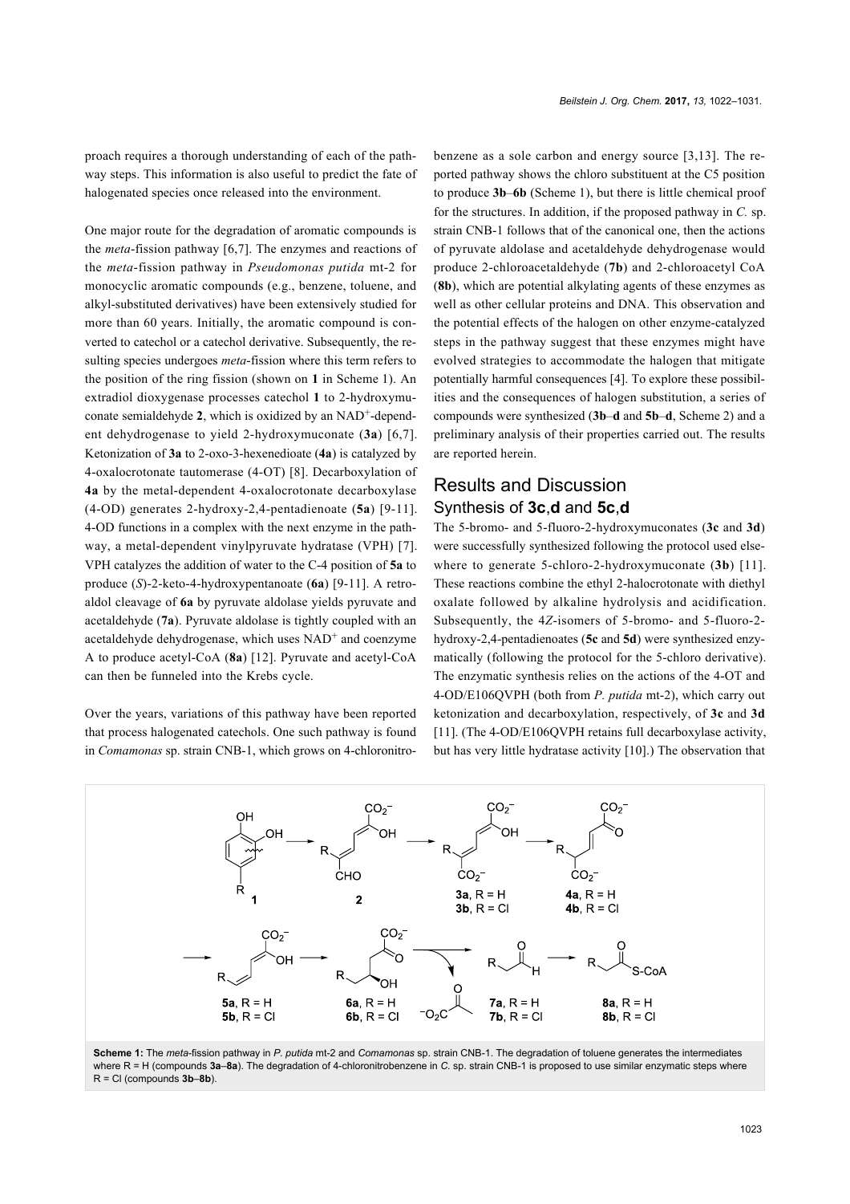proach requires a thorough understanding of each of the pathway steps. This information is also useful to predict the fate of halogenated species once released into the environment.

One major route for the degradation of aromatic compounds is the *meta*-fission pathway [6,7]. The enzymes and reactions of the *meta*-fission pathway in *Pseudomonas putida* mt-2 for monocyclic aromatic compounds (e.g., benzene, toluene, and alkyl-substituted derivatives) have been extensively studied for more than 60 years. Initially, the aromatic compound is converted to catechol or a catechol derivative. Subsequently, the resulting species undergoes *meta*-fission where this term refers to the position of the ring fission (shown on **1** in Scheme 1). An extradiol dioxygenase processes catechol **1** to 2-hydroxymuconate semialdehyde **2**, which is oxidized by an $NAD^+$-dependent dehydrogenase to yield 2-hydroxymuconate (**3a**) [6,7]. Ketonization of **3a** to 2-oxo-3-hexenedioate (**4a**) is catalyzed by 4-oxalocrotonate tautomerase (4-OT) [8]. Decarboxylation of **4a** by the metal-dependent 4-oxalocrotonate decarboxylase (4-OD) generates 2-hydroxy-2,4-pentadienoate (**5a**) [9-11]. 4-OD functions in a complex with the next enzyme in the pathway, a metal-dependent vinylpyruvate hydratase (VPH) [7]. VPH catalyzes the addition of water to the C-4 position of **5a** to produce (*S*)-2-keto-4-hydroxypentanoate (**6a**) [9-11]. A retro-aldol cleavage of **6a** by pyruvate aldolase yields pyruvate and acetaldehyde (**7a**). Pyruvate aldolase is tightly coupled with an acetaldehyde dehydrogenase, which uses $NAD^+$ and coenzyme A to produce acetyl-CoA (**8a**) [12]. Pyruvate and acetyl-CoA can then be funneled into the Krebs cycle.

Over the years, variations of this pathway have been reported that process halogenated catechols. One such pathway is found in *Comamonas* sp. strain CNB-1, which grows on 4-chloronitrobenzene as a sole carbon and energy source [3,13]. The reported pathway shows the chloro substituent at the C5 position to produce **3b**–**6b** (Scheme 1), but there is little chemical proof for the structures. In addition, if the proposed pathway in *C.* sp. strain CNB-1 follows that of the canonical one, then the actions of pyruvate aldolase and acetaldehyde dehydrogenase would produce 2-chloroacetaldehyde (**7b**) and 2-chloroacetyl CoA (**8b**), which are potential alkylating agents of these enzymes as well as other cellular proteins and DNA. This observation and the potential effects of the halogen on other enzyme-catalyzed steps in the pathway suggest that these enzymes might have evolved strategies to accommodate the halogen that mitigate potentially harmful consequences [4]. To explore these possibilities and the consequences of halogen substitution, a series of compounds were synthesized (**3b**–**d** and **5b**–**d**, Scheme 2) and a preliminary analysis of their properties carried out. The results are reported herein.

## Results and Discussion

### Synthesis of 3c,d and 5c,d

The 5-bromo- and 5-fluoro-2-hydroxymuconates (**3c** and **3d**) were successfully synthesized following the protocol used elsewhere to generate 5-chloro-2-hydroxymuconate (**3b**) [11]. These reactions combine the ethyl 2-halocrotonate with diethyl oxalate followed by alkaline hydrolysis and acidification. Subsequently, the 4*Z*-isomers of 5-bromo- and 5-fluoro-2-hydroxy-2,4-pentadienoates (**5c** and **5d**) were synthesized enzymatically (following the protocol for the 5-chloro derivative). The enzymatic synthesis relies on the actions of the 4-OT and 4-OD/E106QVPH (both from *P. putida* mt-2), which carry out ketonization and decarboxylation, respectively, of **3c** and **3d** [11]. (The 4-OD/E106QVPH retains full decarboxylase activity, but has very little hydratase activity [10].) The observation that

**Scheme 1:** The *meta*-fission pathway in *P. putida* mt-2 and *Comamonas* sp. strain CNB-1. The degradation of toluene generates the intermediates where R = H (compounds **3a**–**8a**). The degradation of 4-chloronitrobenzene in *C.* sp. strain CNB-1 is proposed to use similar enzymatic steps where R = Cl (compounds **3b**–**8b**).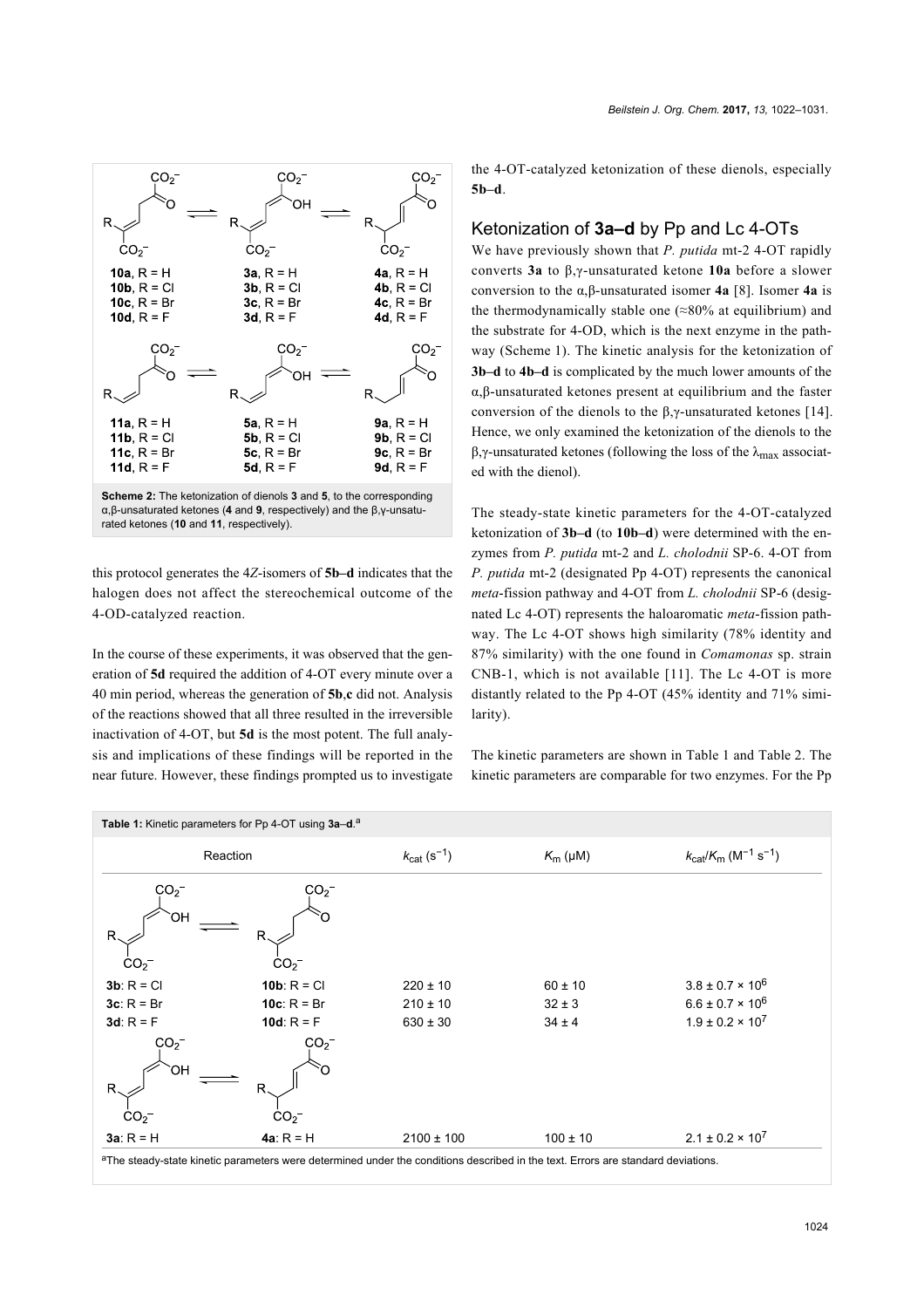**Scheme 2:** The ketonization of dienols **3** and **5**, to the corresponding α,β-unsaturated ketones (**4** and **9**, respectively) and the β,γ-unsaturated ketones (**10** and **11**, respectively).

this protocol generates the 4*Z*-isomers of **5b–d** indicates that the halogen does not affect the stereochemical outcome of the 4-OD-catalyzed reaction.

In the course of these experiments, it was observed that the generation of **5d** required the addition of 4-OT every minute over a 40 min period, whereas the generation of **5b**,**c** did not. Analysis of the reactions showed that all three resulted in the irreversible inactivation of 4-OT, but **5d** is the most potent. The full analysis and implications of these findings will be reported in the near future. However, these findings prompted us to investigate the 4-OT-catalyzed ketonization of these dienols, especially **5b–d**.

## Ketonization of 3a–d by Pp and Lc 4-OTs

We have previously shown that *P. putida* mt-2 4-OT rapidly converts **3a** to β,γ-unsaturated ketone **10a** before a slower conversion to the α,β-unsaturated isomer **4a** [8]. Isomer **4a** is the thermodynamically stable one (≈80% at equilibrium) and the substrate for 4-OD, which is the next enzyme in the pathway (Scheme 1). The kinetic analysis for the ketonization of **3b–d** to **4b–d** is complicated by the much lower amounts of the α,β-unsaturated ketones present at equilibrium and the faster conversion of the dienols to the β,γ-unsaturated ketones [14]. Hence, we only examined the ketonization of the dienols to the β,γ-unsaturated ketones (following the loss of the $\lambda_{max}$ associated with the dienol).

The steady-state kinetic parameters for the 4-OT-catalyzed ketonization of **3b–d** (to **10b–d**) were determined with the enzymes from *P. putida* mt-2 and *L. cholodnii* SP-6. 4-OT from *P. putida* mt-2 (designated Pp 4-OT) represents the canonical *meta*-fission pathway and 4-OT from *L. cholodnii* SP-6 (designated Lc 4-OT) represents the haloaromatic *meta*-fission pathway. The Lc 4-OT shows high similarity (78% identity and 87% similarity) with the one found in *Comamonas* sp. strain CNB-1, which is not available [11]. The Lc 4-OT is more distantly related to the Pp 4-OT (45% identity and 71% similarity).

The kinetic parameters are shown in Table 1 and Table 2. The kinetic parameters are comparable for two enzymes. For the Pp

**Table 1:** Kinetic parameters for Pp 4-OT using **3a–d**.[a]

| Reaction | | $k_{cat}$ ($s^{-1}$) | $K_m$ (μM) | $k_{cat}/K_m$ ($M^{-1}$ $s^{-1}$) |
|---|---|---|---|---|
| **3b**: R = Cl | **10b**: R = Cl | 220 ± 10 | 60 ± 10 | 3.8 ± 0.7 × $10^6$ |
| **3c**: R = Br | **10c**: R = Br | 210 ± 10 | 32 ± 3 | 6.6 ± 0.7 × $10^6$ |
| **3d**: R = F | **10d**: R = F | 630 ± 30 | 34 ± 4 | 1.9 ± 0.2 × $10^7$ |
| **3a**: R = H | **4a**: R = H | 2100 ± 100 | 100 ± 10 | 2.1 ± 0.2 × $10^7$ |

[a]The steady-state kinetic parameters were determined under the conditions described in the text. Errors are standard deviations.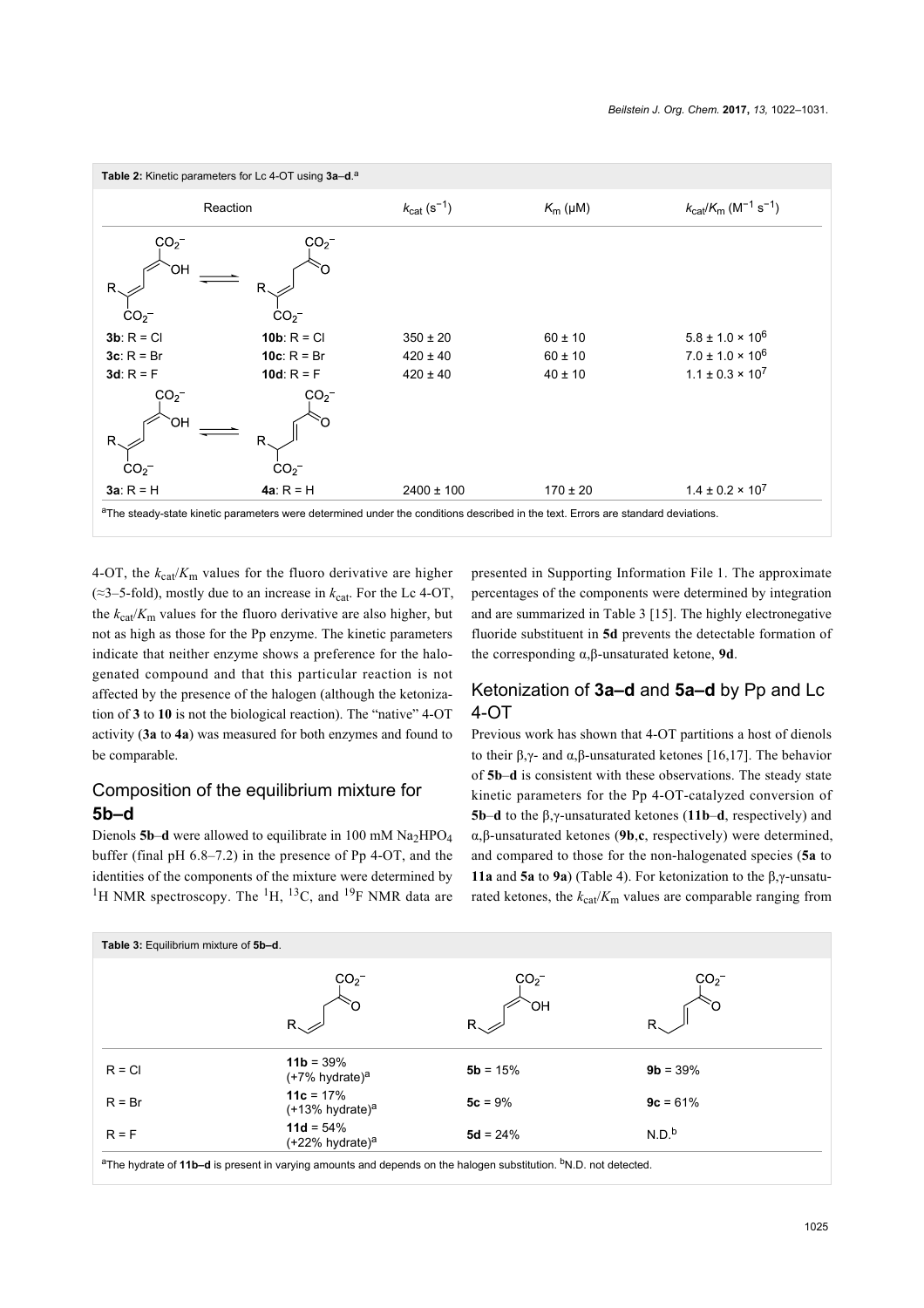**Table 2:** Kinetic parameters for Lc 4-OT using **3a–d**.[a]

| Reaction | | $k_{cat}$ ($s^{-1}$) | $K_m$ (μM) | $k_{cat}/K_m$ ($M^{-1}$ $s^{-1}$) |
|---|---|---|---|---|
| **3b**: R = Cl | **10b**: R = Cl | 350 ± 20 | 60 ± 10 | $5.8 \pm 1.0 \times 10^6$ |
| **3c**: R = Br | **10c**: R = Br | 420 ± 40 | 60 ± 10 | $7.0 \pm 1.0 \times 10^6$ |
| **3d**: R = F | **10d**: R = F | 420 ± 40 | 40 ± 10 | $1.1 \pm 0.3 \times 10^7$ |
| **3a**: R = H | **4a**: R = H | 2400 ± 100 | 170 ± 20 | $1.4 \pm 0.2 \times 10^7$ |

[a]The steady-state kinetic parameters were determined under the conditions described in the text. Errors are standard deviations.

4-OT, the $k_{cat}/K_m$ values for the fluoro derivative are higher (≈3–5-fold), mostly due to an increase in $k_{cat}$. For the Lc 4-OT, the $k_{cat}/K_m$ values for the fluoro derivative are also higher, but not as high as those for the Pp enzyme. The kinetic parameters indicate that neither enzyme shows a preference for the halogenated compound and that this particular reaction is not affected by the presence of the halogen (although the ketonization of **3** to **10** is not the biological reaction). The "native" 4-OT activity (**3a** to **4a**) was measured for both enzymes and found to be comparable.

## Composition of the equilibrium mixture for 5b–d

Dienols **5b**–**d** were allowed to equilibrate in 100 mM $Na_2HPO_4$ buffer (final pH 6.8–7.2) in the presence of Pp 4-OT, and the identities of the components of the mixture were determined by $^1H$ NMR spectroscopy. The $^1H$, $^{13}C$, and $^{19}F$ NMR data are presented in Supporting Information File 1. The approximate percentages of the components were determined by integration and are summarized in Table 3 [15]. The highly electronegative fluoride substituent in **5d** prevents the detectable formation of the corresponding α,β-unsaturated ketone, **9d**.

## Ketonization of 3a–d and 5a–d by Pp and Lc 4-OT

Previous work has shown that 4-OT partitions a host of dienols to their β,γ- and α,β-unsaturated ketones [16,17]. The behavior of **5b**–**d** is consistent with these observations. The steady state kinetic parameters for the Pp 4-OT-catalyzed conversion of **5b**–**d** to the β,γ-unsaturated ketones (**11b**–**d**, respectively) and α,β-unsaturated ketones (**9b**,**c**, respectively) were determined, and compared to those for the non-halogenated species (**5a** to **11a** and **5a** to **9a**) (Table 4). For ketonization to the β,γ-unsaturated ketones, the $k_{cat}/K_m$ values are comparable ranging from

**Table 3:** Equilibrium mixture of **5b–d**.

| | β,γ-unsaturated ketone | dienol | α,β-unsaturated ketone |
|---|---|---|---|
| R = Cl | **11b** = 39% (+7% hydrate)[a] | **5b** = 15% | **9b** = 39% |
| R = Br | **11c** = 17% (+13% hydrate)[a] | **5c** = 9% | **9c** = 61% |
| R = F | **11d** = 54% (+22% hydrate)[a] | **5d** = 24% | N.D.[b] |

[a]The hydrate of **11b–d** is present in varying amounts and depends on the halogen substitution. [b]N.D. not detected.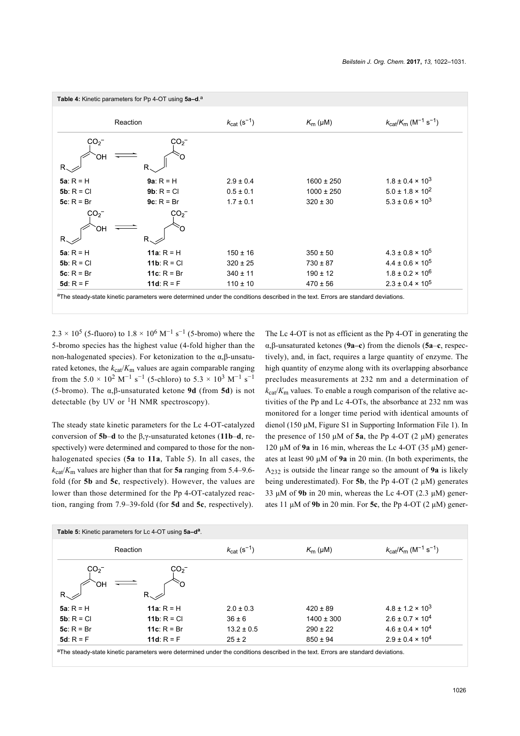**Table 4:** Kinetic parameters for Pp 4-OT using **5a–d**.[a]

| Reaction | | $k_{cat}$ ($s^{-1}$) | $K_m$ (μM) | $k_{cat}/K_m$ ($M^{-1}$ $s^{-1}$) |
|---|---|---|---|---|
| **5a**: R = H | **9a**: R = H | 2.9 ± 0.4 | 1600 ± 250 | 1.8 ± 0.4 × $10^3$ |
| **5b**: R = Cl | **9b**: R = Cl | 0.5 ± 0.1 | 1000 ± 250 | 5.0 ± 1.8 × $10^2$ |
| **5c**: R = Br | **9c**: R = Br | 1.7 ± 0.1 | 320 ± 30 | 5.3 ± 0.6 × $10^3$ |
| **5a**: R = H | **11a**: R = H | 150 ± 16 | 350 ± 50 | 4.3 ± 0.8 × $10^5$ |
| **5b**: R = Cl | **11b**: R = Cl | 320 ± 25 | 730 ± 87 | 4.4 ± 0.6 × $10^5$ |
| **5c**: R = Br | **11c**: R = Br | 340 ± 11 | 190 ± 12 | 1.8 ± 0.2 × $10^6$ |
| **5d**: R = F | **11d**: R = F | 110 ± 10 | 470 ± 56 | 2.3 ± 0.4 × $10^5$ |

[a]The steady-state kinetic parameters were determined under the conditions described in the text. Errors are standard deviations.

2.3 × $10^5$ (5-fluoro) to 1.8 × $10^6$ $M^{-1}$ $s^{-1}$ (5-bromo) where the 5-bromo species has the highest value (4-fold higher than the non-halogenated species). For ketonization to the α,β-unsaturated ketones, the $k_{cat}/K_m$ values are again comparable ranging from the 5.0 × $10^2$ $M^{-1}$ $s^{-1}$ (5-chloro) to 5.3 × $10^3$ $M^{-1}$ $s^{-1}$ (5-bromo). The α,β-unsaturated ketone **9d** (from **5d**) is not detectable (by UV or $^1$H NMR spectroscopy).

The steady state kinetic parameters for the Lc 4-OT-catalyzed conversion of **5b**–**d** to the β,γ-unsaturated ketones (**11b**–**d**, respectively) were determined and compared to those for the non-halogenated species (**5a** to **11a**, Table 5). In all cases, the $k_{cat}/K_m$ values are higher than that for **5a** ranging from 5.4–9.6-fold (for **5b** and **5c**, respectively). However, the values are lower than those determined for the Pp 4-OT-catalyzed reaction, ranging from 7.9–39-fold (for **5d** and **5c**, respectively).

The Lc 4-OT is not as efficient as the Pp 4-OT in generating the α,β-unsaturated ketones (**9a**–**c**) from the dienols (**5a**–**c**, respectively), and, in fact, requires a large quantity of enzyme. The high quantity of enzyme along with its overlapping absorbance precludes measurements at 232 nm and a determination of $k_{cat}/K_m$ values. To enable a rough comparison of the relative activities of the Pp and Lc 4-OTs, the absorbance at 232 nm was monitored for a longer time period with identical amounts of dienol (150 μM, Figure S1 in Supporting Information File 1). In the presence of 150 μM of **5a**, the Pp 4-OT (2 μM) generates 120 μM of **9a** in 16 min, whereas the Lc 4-OT (35 μM) generates at least 90 μM of **9a** in 20 min. (In both experiments, the $A_{232}$ is outside the linear range so the amount of **9a** is likely being underestimated). For **5b**, the Pp 4-OT (2 μM) generates 33 μM of **9b** in 20 min, whereas the Lc 4-OT (2.3 μM) generates 11 μM of **9b** in 20 min. For **5c**, the Pp 4-OT (2 μM) gener-

**Table 5:** Kinetic parameters for Lc 4-OT using **5a–d**[a].

| Reaction | | $k_{cat}$ ($s^{-1}$) | $K_m$ (μM) | $k_{cat}/K_m$ ($M^{-1}$ $s^{-1}$) |
|---|---|---|---|---|
| **5a**: R = H | **11a**: R = H | 2.0 ± 0.3 | 420 ± 89 | 4.8 ± 1.2 × $10^3$ |
| **5b**: R = Cl | **11b**: R = Cl | 36 ± 6 | 1400 ± 300 | 2.6 ± 0.7 × $10^4$ |
| **5c**: R = Br | **11c**: R = Br | 13.2 ± 0.5 | 290 ± 22 | 4.6 ± 0.4 × $10^4$ |
| **5d**: R = F | **11d**: R = F | 25 ± 2 | 850 ± 94 | 2.9 ± 0.4 × $10^4$ |

[a]The steady-state kinetic parameters were determined under the conditions described in the text. Errors are standard deviations.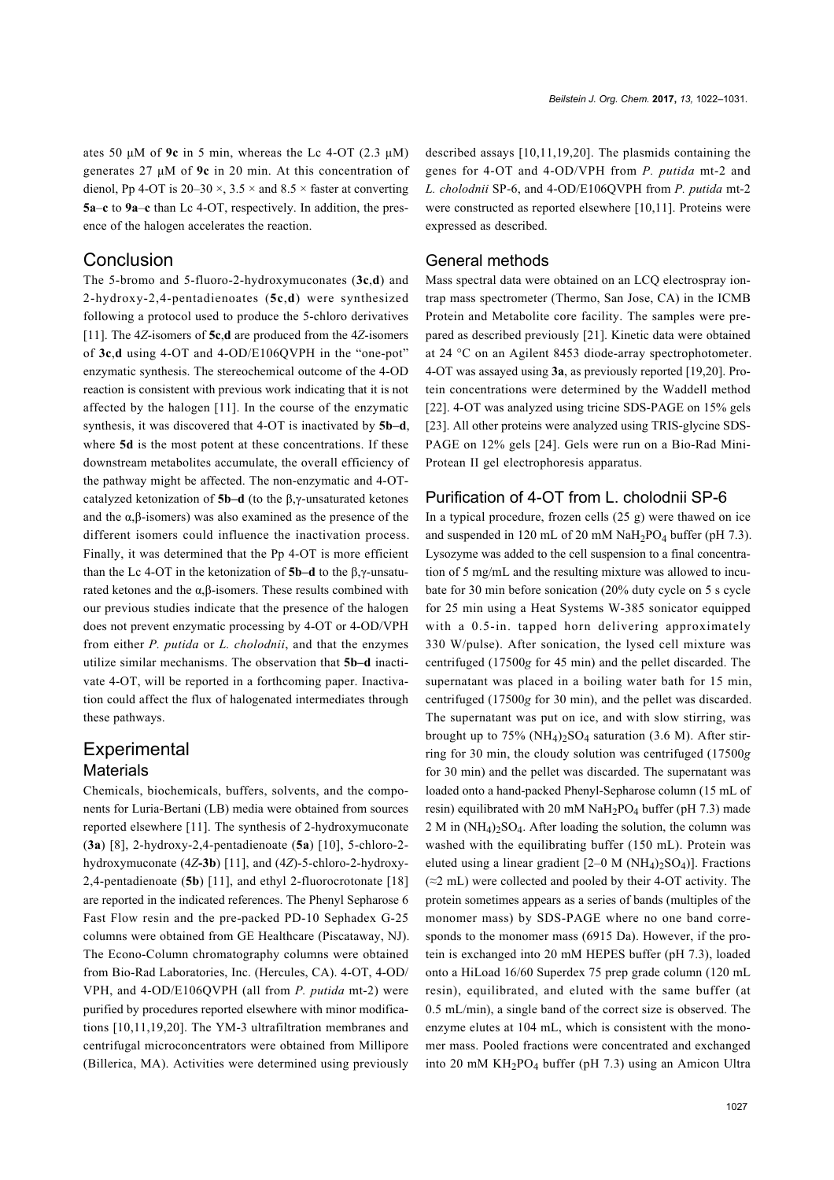ates 50 μM of **9c** in 5 min, whereas the Lc 4-OT (2.3 μM) generates 27 μM of **9c** in 20 min. At this concentration of dienol, Pp 4-OT is 20–30 ×, 3.5 × and 8.5 × faster at converting **5a**–**c** to **9a**–**c** than Lc 4-OT, respectively. In addition, the presence of the halogen accelerates the reaction.

## Conclusion

The 5-bromo and 5-fluoro-2-hydroxymuconates (**3c**,**d**) and 2-hydroxy-2,4-pentadienoates (**5c**,**d**) were synthesized following a protocol used to produce the 5-chloro derivatives [11]. The 4*Z*-isomers of **5c**,**d** are produced from the 4*Z*-isomers of **3c**,**d** using 4-OT and 4-OD/E106QVPH in the "one-pot" enzymatic synthesis. The stereochemical outcome of the 4-OD reaction is consistent with previous work indicating that it is not affected by the halogen [11]. In the course of the enzymatic synthesis, it was discovered that 4-OT is inactivated by **5b–d**, where **5d** is the most potent at these concentrations. If these downstream metabolites accumulate, the overall efficiency of the pathway might be affected. The non-enzymatic and 4-OT-catalyzed ketonization of **5b–d** (to the β,γ-unsaturated ketones and the α,β-isomers) was also examined as the presence of the different isomers could influence the inactivation process. Finally, it was determined that the Pp 4-OT is more efficient than the Lc 4-OT in the ketonization of **5b–d** to the β,γ-unsaturated ketones and the α,β-isomers. These results combined with our previous studies indicate that the presence of the halogen does not prevent enzymatic processing by 4-OT or 4-OD/VPH from either *P. putida* or *L. cholodnii*, and that the enzymes utilize similar mechanisms. The observation that **5b–d** inactivate 4-OT, will be reported in a forthcoming paper. Inactivation could affect the flux of halogenated intermediates through these pathways.

## Experimental

### Materials

Chemicals, biochemicals, buffers, solvents, and the components for Luria-Bertani (LB) media were obtained from sources reported elsewhere [11]. The synthesis of 2-hydroxymuconate (**3a**) [8], 2-hydroxy-2,4-pentadienoate (**5a**) [10], 5-chloro-2-hydroxymuconate (4*Z*-**3b**) [11], and (4*Z*)-5-chloro-2-hydroxy-2,4-pentadienoate (**5b**) [11], and ethyl 2-fluorocrotonate [18] are reported in the indicated references. The Phenyl Sepharose 6 Fast Flow resin and the pre-packed PD-10 Sephadex G-25 columns were obtained from GE Healthcare (Piscataway, NJ). The Econo-Column chromatography columns were obtained from Bio-Rad Laboratories, Inc. (Hercules, CA). 4-OT, 4-OD/VPH, and 4-OD/E106QVPH (all from *P. putida* mt-2) were purified by procedures reported elsewhere with minor modifications [10,11,19,20]. The YM-3 ultrafiltration membranes and centrifugal microconcentrators were obtained from Millipore (Billerica, MA). Activities were determined using previously described assays [10,11,19,20]. The plasmids containing the genes for 4-OT and 4-OD/VPH from *P. putida* mt-2 and *L. cholodnii* SP-6, and 4-OD/E106QVPH from *P. putida* mt-2 were constructed as reported elsewhere [10,11]. Proteins were expressed as described.

### General methods

Mass spectral data were obtained on an LCQ electrospray ion-trap mass spectrometer (Thermo, San Jose, CA) in the ICMB Protein and Metabolite core facility. The samples were prepared as described previously [21]. Kinetic data were obtained at 24 °C on an Agilent 8453 diode-array spectrophotometer. 4-OT was assayed using **3a**, as previously reported [19,20]. Protein concentrations were determined by the Waddell method [22]. 4-OT was analyzed using tricine SDS-PAGE on 15% gels [23]. All other proteins were analyzed using TRIS-glycine SDS-PAGE on 12% gels [24]. Gels were run on a Bio-Rad Mini-Protean II gel electrophoresis apparatus.

### Purification of 4-OT from L. cholodnii SP-6

In a typical procedure, frozen cells (25 g) were thawed on ice and suspended in 120 mL of 20 mM $NaH_2PO_4$ buffer (pH 7.3). Lysozyme was added to the cell suspension to a final concentration of 5 mg/mL and the resulting mixture was allowed to incubate for 30 min before sonication (20% duty cycle on 5 s cycle for 25 min using a Heat Systems W-385 sonicator equipped with a 0.5-in. tapped horn delivering approximately 330 W/pulse). After sonication, the lysed cell mixture was centrifuged (17500*g* for 45 min) and the pellet discarded. The supernatant was placed in a boiling water bath for 15 min, centrifuged (17500*g* for 30 min), and the pellet was discarded. The supernatant was put on ice, and with slow stirring, was brought up to 75% $(NH_4)_2SO_4$ saturation (3.6 M). After stirring for 30 min, the cloudy solution was centrifuged (17500*g* for 30 min) and the pellet was discarded. The supernatant was loaded onto a hand-packed Phenyl-Sepharose column (15 mL of resin) equilibrated with 20 mM $NaH_2PO_4$ buffer (pH 7.3) made 2 M in $(NH_4)_2SO_4$. After loading the solution, the column was washed with the equilibrating buffer (150 mL). Protein was eluted using a linear gradient [2–0 M $(NH_4)_2SO_4$)]. Fractions (≈2 mL) were collected and pooled by their 4-OT activity. The protein sometimes appears as a series of bands (multiples of the monomer mass) by SDS-PAGE where no one band corresponds to the monomer mass (6915 Da). However, if the protein is exchanged into 20 mM HEPES buffer (pH 7.3), loaded onto a HiLoad 16/60 Superdex 75 prep grade column (120 mL resin), equilibrated, and eluted with the same buffer (at 0.5 mL/min), a single band of the correct size is observed. The enzyme elutes at 104 mL, which is consistent with the monomer mass. Pooled fractions were concentrated and exchanged into 20 mM $KH_2PO_4$ buffer (pH 7.3) using an Amicon Ultra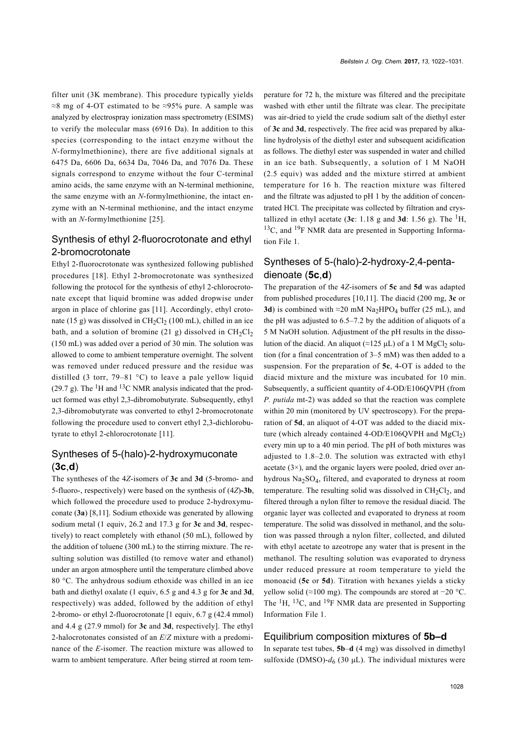filter unit (3K membrane). This procedure typically yields ≈8 mg of 4-OT estimated to be ≈95% pure. A sample was analyzed by electrospray ionization mass spectrometry (ESIMS) to verify the molecular mass (6916 Da). In addition to this species (corresponding to the intact enzyme without the *N*-formylmethionine), there are five additional signals at 6475 Da, 6606 Da, 6634 Da, 7046 Da, and 7076 Da. These signals correspond to enzyme without the four C-terminal amino acids, the same enzyme with an N-terminal methionine, the same enzyme with an *N*-formylmethionine, the intact enzyme with an N-terminal methionine, and the intact enzyme with an *N*-formylmethionine [25].

## Synthesis of ethyl 2-fluorocrotonate and ethyl 2-bromocrotonate

Ethyl 2-fluorocrotonate was synthesized following published procedures [18]. Ethyl 2-bromocrotonate was synthesized following the protocol for the synthesis of ethyl 2-chlorocrotonate except that liquid bromine was added dropwise under argon in place of chlorine gas [11]. Accordingly, ethyl crotonate (15 g) was dissolved in $CH_2Cl_2$ (100 mL), chilled in an ice bath, and a solution of bromine (21 g) dissolved in $CH_2Cl_2$ (150 mL) was added over a period of 30 min. The solution was allowed to come to ambient temperature overnight. The solvent was removed under reduced pressure and the residue was distilled (3 torr, 79–81 °C) to leave a pale yellow liquid (29.7 g). The $^1H$ and $^{13}C$ NMR analysis indicated that the product formed was ethyl 2,3-dibromobutyrate. Subsequently, ethyl 2,3-dibromobutyrate was converted to ethyl 2-bromocrotonate following the procedure used to convert ethyl 2,3-dichlorobutyrate to ethyl 2-chlorocrotonate [11].

## Syntheses of 5-(halo)-2-hydroxymuconate (**3c**,**d**)

The syntheses of the 4*Z*-isomers of **3c** and **3d** (5-bromo- and 5-fluoro-, respectively) were based on the synthesis of (4*Z*)**-3b**, which followed the procedure used to produce 2-hydroxymuconate (**3a**) [8,11]. Sodium ethoxide was generated by allowing sodium metal (1 equiv, 26.2 and 17.3 g for **3c** and **3d**, respectively) to react completely with ethanol (50 mL), followed by the addition of toluene (300 mL) to the stirring mixture. The resulting solution was distilled (to remove water and ethanol) under an argon atmosphere until the temperature climbed above 80 °C. The anhydrous sodium ethoxide was chilled in an ice bath and diethyl oxalate (1 equiv, 6.5 g and 4.3 g for **3c** and **3d**, respectively) was added, followed by the addition of ethyl 2-bromo- or ethyl 2-fluorocrotonate [1 equiv, 6.7 g (42.4 mmol) and 4.4 g (27.9 mmol) for **3c** and **3d**, respectively]. The ethyl 2-halocrotonates consisted of an *E*/*Z* mixture with a predominance of the *E*-isomer. The reaction mixture was allowed to warm to ambient temperature. After being stirred at room temperature for 72 h, the mixture was filtered and the precipitate washed with ether until the filtrate was clear. The precipitate was air-dried to yield the crude sodium salt of the diethyl ester of **3c** and **3d**, respectively. The free acid was prepared by alkaline hydrolysis of the diethyl ester and subsequent acidification as follows. The diethyl ester was suspended in water and chilled in an ice bath. Subsequently, a solution of 1 M NaOH (2.5 equiv) was added and the mixture stirred at ambient temperature for 16 h. The reaction mixture was filtered and the filtrate was adjusted to pH 1 by the addition of concentrated HCl. The precipitate was collected by filtration and crystallized in ethyl acetate (**3c**: 1.18 g and **3d**: 1.56 g). The $^1H$, $^{13}C$, and $^{19}F$ NMR data are presented in Supporting Information File 1.

## Syntheses of 5-(halo)-2-hydroxy-2,4-pentadienoate (**5c**,**d**)

The preparation of the 4*Z*-isomers of **5c** and **5d** was adapted from published procedures [10,11]. The diacid (200 mg, **3c** or **3d**) is combined with ≈20 mM $Na_2HPO_4$ buffer (25 mL), and the pH was adjusted to 6.5–7.2 by the addition of aliquots of a 5 M NaOH solution. Adjustment of the pH results in the dissolution of the diacid. An aliquot (≈125 μL) of a 1 M $MgCl_2$ solution (for a final concentration of 3–5 mM) was then added to a suspension. For the preparation of **5c**, 4-OT is added to the diacid mixture and the mixture was incubated for 10 min. Subsequently, a sufficient quantity of 4-OD/E106QVPH (from *P. putida* mt-2) was added so that the reaction was complete within 20 min (monitored by UV spectroscopy). For the preparation of **5d**, an aliquot of 4-OT was added to the diacid mixture (which already contained 4-OD/E106QVPH and $MgCl_2$) every min up to a 40 min period. The pH of both mixtures was adjusted to 1.8–2.0. The solution was extracted with ethyl acetate (3×), and the organic layers were pooled, dried over anhydrous $Na_2SO_4$, filtered, and evaporated to dryness at room temperature. The resulting solid was dissolved in $CH_2Cl_2$, and filtered through a nylon filter to remove the residual diacid. The organic layer was collected and evaporated to dryness at room temperature. The solid was dissolved in methanol, and the solution was passed through a nylon filter, collected, and diluted with ethyl acetate to azeotrope any water that is present in the methanol. The resulting solution was evaporated to dryness under reduced pressure at room temperature to yield the monoacid (**5c** or **5d**). Titration with hexanes yields a sticky yellow solid (≈100 mg). The compounds are stored at −20 °C. The $^1H$, $^{13}C$, and $^{19}F$ NMR data are presented in Supporting Information File 1.

## Equilibrium composition mixtures of **5b–d**

In separate test tubes, **5b**–**d** (4 mg) was dissolved in dimethyl sulfoxide (DMSO)-$d_6$ (30 μL). The individual mixtures were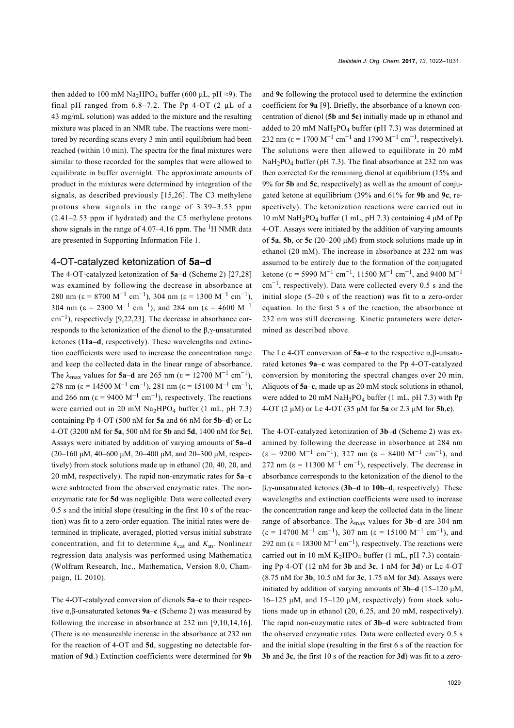then added to 100 mM $Na_2HPO_4$ buffer (600 μL, pH ≈9). The final pH ranged from 6.8–7.2. The Pp 4-OT (2 μL of a 43 mg/mL solution) was added to the mixture and the resulting mixture was placed in an NMR tube. The reactions were monitored by recording scans every 3 min until equilibrium had been reached (within 10 min). The spectra for the final mixtures were similar to those recorded for the samples that were allowed to equilibrate in buffer overnight. The approximate amounts of product in the mixtures were determined by integration of the signals, as described previously [15,26]. The C3 methylene protons show signals in the range of 3.39–3.53 ppm (2.41–2.53 ppm if hydrated) and the C5 methylene protons show signals in the range of 4.07–4.16 ppm. The $^1H$ NMR data are presented in Supporting Information File 1.

## 4-OT-catalyzed ketonization of 5a–d

The 4-OT-catalyzed ketonization of **5a**–**d** (Scheme 2) [27,28] was examined by following the decrease in absorbance at 280 nm (ε = 8700 $M^{-1}$ $cm^{-1}$), 304 nm (ε = 1300 $M^{-1}$ $cm^{-1}$), 304 nm (ε = 2300 $M^{-1}$ $cm^{-1}$), and 284 nm (ε = 4600 $M^{-1}$ $cm^{-1}$), respectively [9,22,23]. The decrease in absorbance corresponds to the ketonization of the dienol to the β,γ-unsaturated ketones (**11a–d**, respectively). These wavelengths and extinction coefficients were used to increase the concentration range and keep the collected data in the linear range of absorbance. The $\lambda_{max}$ values for **5a–d** are 265 nm (ε = 12700 $M^{-1}$ $cm^{-1}$), 278 nm (ε = 14500 $M^{-1}$ $cm^{-1}$), 281 nm (ε = 15100 $M^{-1}$ $cm^{-1}$), and 266 nm (ε = 9400 $M^{-1}$ $cm^{-1}$), respectively. The reactions were carried out in 20 mM $Na_2HPO_4$ buffer (1 mL, pH 7.3) containing Pp 4-OT (500 nM for **5a** and 66 nM for **5b–d**) or Lc 4-OT (3200 nM for **5a**, 500 nM for **5b** and **5d**, 1400 nM for **5c**). Assays were initiated by addition of varying amounts of **5a–d** (20–160 μM, 40–600 μM, 20–400 μM, and 20–300 μM, respectively) from stock solutions made up in ethanol (20, 40, 20, and 20 mM, respectively). The rapid non-enzymatic rates for **5a**–**c** were subtracted from the observed enzymatic rates. The non-enzymatic rate for **5d** was negligible. Data were collected every 0.5 s and the initial slope (resulting in the first 10 s of the reaction) was fit to a zero-order equation. The initial rates were determined in triplicate, averaged, plotted versus initial substrate concentration, and fit to determine $k_{cat}$ and $K_m$. Nonlinear regression data analysis was performed using Mathematica (Wolfram Research, Inc., Mathematica, Version 8.0, Champaign, IL 2010).

The 4-OT-catalyzed conversion of dienols **5a**–**c** to their respective α,β-unsaturated ketones **9a**–**c** (Scheme 2) was measured by following the increase in absorbance at 232 nm [9,10,14,16]. (There is no measureable increase in the absorbance at 232 nm for the reaction of 4-OT and **5d**, suggesting no detectable formation of **9d**.) Extinction coefficients were determined for **9b** and **9c** following the protocol used to determine the extinction coefficient for **9a** [9]. Briefly, the absorbance of a known concentration of dienol (**5b** and **5c**) initially made up in ethanol and added to 20 mM $NaH_2PO_4$ buffer (pH 7.3) was determined at 232 nm (ε = 1700 $M^{-1}$ $cm^{-1}$ and 1790 $M^{-1}$ $cm^{-1}$, respectively). The solutions were then allowed to equilibrate in 20 mM $NaH_2PO_4$ buffer (pH 7.3). The final absorbance at 232 nm was then corrected for the remaining dienol at equilibrium (15% and 9% for **5b** and **5c**, respectively) as well as the amount of conjugated ketone at equilibrium (39% and 61% for **9b** and **9c**, respectively). The ketonization reactions were carried out in 10 mM $NaH_2PO_4$ buffer (1 mL, pH 7.3) containing 4 μM of Pp 4-OT. Assays were initiated by the addition of varying amounts of **5a**, **5b**, or **5c** (20–200 μM) from stock solutions made up in ethanol (20 mM). The increase in absorbance at 232 nm was assumed to be entirely due to the formation of the conjugated ketone (ε = 5990 $M^{-1}$ $cm^{-1}$, 11500 $M^{-1}$ $cm^{-1}$, and 9400 $M^{-1}$ $cm^{-1}$, respectively). Data were collected every 0.5 s and the initial slope (5–20 s of the reaction) was fit to a zero-order equation. In the first 5 s of the reaction, the absorbance at 232 nm was still decreasing. Kinetic parameters were determined as described above.

The Lc 4-OT conversion of **5a**–**c** to the respective α,β-unsaturated ketones **9a**–**c** was compared to the Pp 4-OT-catalyzed conversion by monitoring the spectral changes over 20 min. Aliquots of **5a**–**c**, made up as 20 mM stock solutions in ethanol, were added to 20 mM $NaH_2PO_4$ buffer (1 mL, pH 7.3) with Pp 4-OT (2 μM) or Lc 4-OT (35 μM for **5a** or 2.3 μM for **5b**,**c**).

The 4-OT-catalyzed ketonization of **3b**–**d** (Scheme 2) was examined by following the decrease in absorbance at 284 nm (ε = 9200 $M^{-1}$ $cm^{-1}$), 327 nm (ε = 8400 $M^{-1}$ $cm^{-1}$), and 272 nm (ε = 11300 $M^{-1}$ $cm^{-1}$), respectively. The decrease in absorbance corresponds to the ketonization of the dienol to the β,γ-unsaturated ketones (**3b**–**d** to **10b**–**d**, respectively). These wavelengths and extinction coefficients were used to increase the concentration range and keep the collected data in the linear range of absorbance. The $\lambda_{max}$ values for **3b**–**d** are 304 nm (ε = 14700 $M^{-1}$ $cm^{-1}$), 307 nm (ε = 15100 $M^{-1}$ $cm^{-1}$), and 292 nm (ε = 18300 $M^{-1}$ $cm^{-1}$), respectively. The reactions were carried out in 10 mM $K_2HPO_4$ buffer (1 mL, pH 7.3) containing Pp 4-OT (12 nM for **3b** and **3c**, 1 nM for **3d**) or Lc 4-OT (8.75 nM for **3b**, 10.5 nM for **3c**, 1.75 nM for **3d**). Assays were initiated by addition of varying amounts of **3b**–**d** (15–120 μM, 16–125 μM, and 15–120 μM, respectively) from stock solutions made up in ethanol (20, 6.25, and 20 mM, respectively). The rapid non-enzymatic rates of **3b**–**d** were subtracted from the observed enzymatic rates. Data were collected every 0.5 s and the initial slope (resulting in the first 6 s of the reaction for **3b** and **3c**, the first 10 s of the reaction for **3d**) was fit to a zero-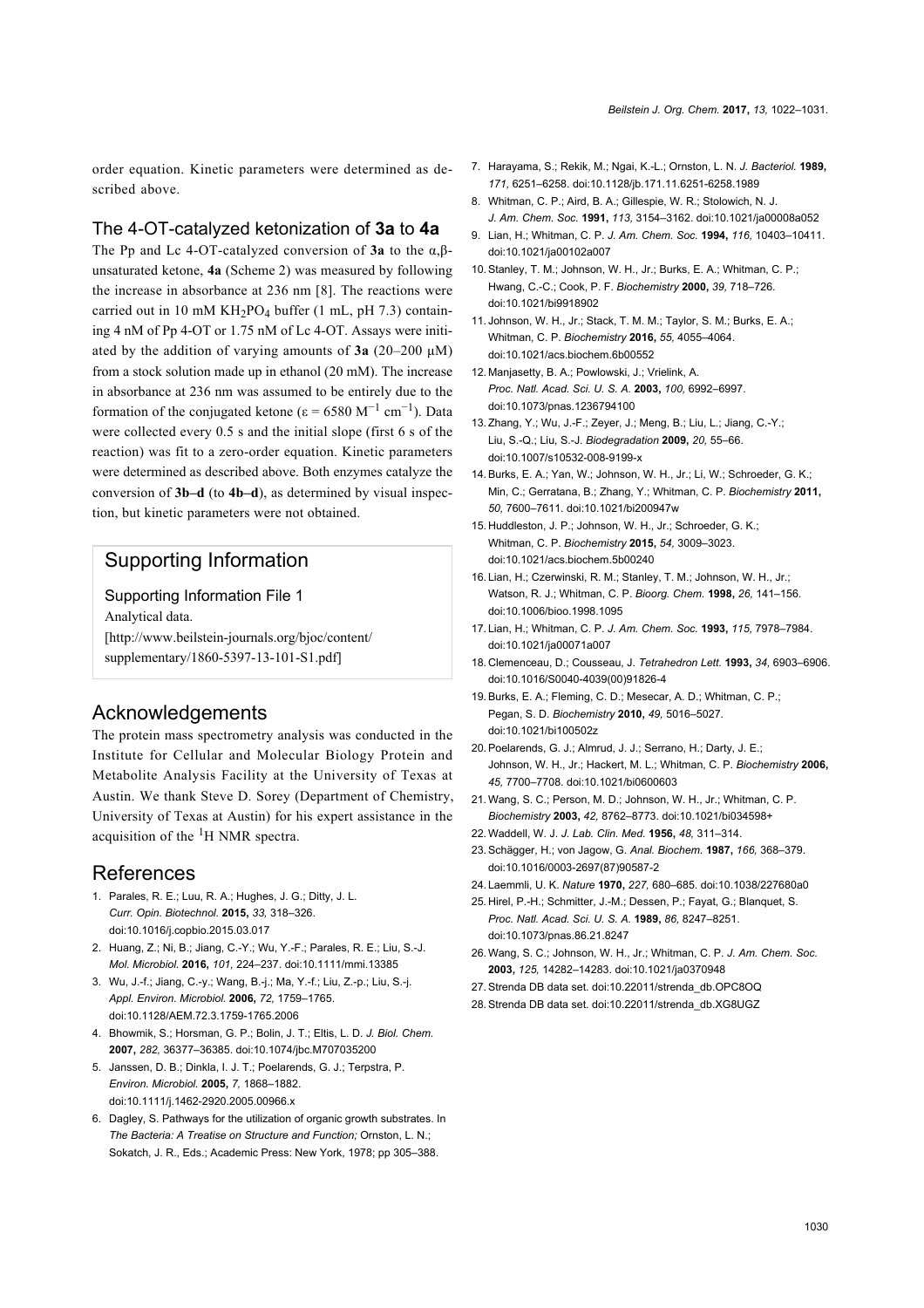order equation. Kinetic parameters were determined as described above.

## The 4-OT-catalyzed ketonization of **3a** to **4a**

The Pp and Lc 4-OT-catalyzed conversion of **3a** to the α,β-unsaturated ketone, **4a** (Scheme 2) was measured by following the increase in absorbance at 236 nm [8]. The reactions were carried out in 10 mM $KH_2PO_4$ buffer (1 mL, pH 7.3) containing 4 nM of Pp 4-OT or 1.75 nM of Lc 4-OT. Assays were initiated by the addition of varying amounts of **3a** (20–200 μM) from a stock solution made up in ethanol (20 mM). The increase in absorbance at 236 nm was assumed to be entirely due to the formation of the conjugated ketone ($\varepsilon = 6580\ M^{-1}\ cm^{-1}$). Data were collected every 0.5 s and the initial slope (first 6 s of the reaction) was fit to a zero-order equation. Kinetic parameters were determined as described above. Both enzymes catalyze the conversion of **3b–d** (to **4b–d**), as determined by visual inspection, but kinetic parameters were not obtained.

# Supporting Information

Supporting Information File 1
Analytical data.
[http://www.beilstein-journals.org/bjoc/content/supplementary/1860-5397-13-101-S1.pdf]

# Acknowledgements

The protein mass spectrometry analysis was conducted in the Institute for Cellular and Molecular Biology Protein and Metabolite Analysis Facility at the University of Texas at Austin. We thank Steve D. Sorey (Department of Chemistry, University of Texas at Austin) for his expert assistance in the acquisition of the $^1H$ NMR spectra.

# References

1. Parales, R. E.; Luu, R. A.; Hughes, J. G.; Ditty, J. L. *Curr. Opin. Biotechnol.* **2015,** *33,* 318–326. doi:10.1016/j.copbio.2015.03.017
2. Huang, Z.; Ni, B.; Jiang, C.-Y.; Wu, Y.-F.; Parales, R. E.; Liu, S.-J. *Mol. Microbiol.* **2016,** *101,* 224–237. doi:10.1111/mmi.13385
3. Wu, J.-f.; Jiang, C.-y.; Wang, B.-j.; Ma, Y.-f.; Liu, Z.-p.; Liu, S.-j. *Appl. Environ. Microbiol.* **2006,** *72,* 1759–1765. doi:10.1128/AEM.72.3.1759-1765.2006
4. Bhowmik, S.; Horsman, G. P.; Bolin, J. T.; Eltis, L. D. *J. Biol. Chem.* **2007,** *282,* 36377–36385. doi:10.1074/jbc.M707035200
5. Janssen, D. B.; Dinkla, I. J. T.; Poelarends, G. J.; Terpstra, P. *Environ. Microbiol.* **2005,** *7,* 1868–1882. doi:10.1111/j.1462-2920.2005.00966.x
6. Dagley, S. Pathways for the utilization of organic growth substrates. In *The Bacteria: A Treatise on Structure and Function;* Ornston, L. N.; Sokatch, J. R., Eds.; Academic Press: New York, 1978; pp 305–388.
7. Harayama, S.; Rekik, M.; Ngai, K.-L.; Ornston, L. N. *J. Bacteriol.* **1989,** *171,* 6251–6258. doi:10.1128/jb.171.11.6251-6258.1989
8. Whitman, C. P.; Aird, B. A.; Gillespie, W. R.; Stolowich, N. J. *J. Am. Chem. Soc.* **1991,** *113,* 3154–3162. doi:10.1021/ja00008a052
9. Lian, H.; Whitman, C. P. *J. Am. Chem. Soc.* **1994,** *116,* 10403–10411. doi:10.1021/ja00102a007
10. Stanley, T. M.; Johnson, W. H., Jr.; Burks, E. A.; Whitman, C. P.; Hwang, C.-C.; Cook, P. F. *Biochemistry* **2000,** *39,* 718–726. doi:10.1021/bi9918902
11. Johnson, W. H., Jr.; Stack, T. M. M.; Taylor, S. M.; Burks, E. A.; Whitman, C. P. *Biochemistry* **2016,** *55,* 4055–4064. doi:10.1021/acs.biochem.6b00552
12. Manjasetty, B. A.; Powlowski, J.; Vrielink, A. *Proc. Natl. Acad. Sci. U. S. A.* **2003,** *100,* 6992–6997. doi:10.1073/pnas.1236794100
13. Zhang, Y.; Wu, J.-F.; Zeyer, J.; Meng, B.; Liu, L.; Jiang, C.-Y.; Liu, S.-Q.; Liu, S.-J. *Biodegradation* **2009,** *20,* 55–66. doi:10.1007/s10532-008-9199-x
14. Burks, E. A.; Yan, W.; Johnson, W. H., Jr.; Li, W.; Schroeder, G. K.; Min, C.; Gerratana, B.; Zhang, Y.; Whitman, C. P. *Biochemistry* **2011,** *50,* 7600–7611. doi:10.1021/bi200947w
15. Huddleston, J. P.; Johnson, W. H., Jr.; Schroeder, G. K.; Whitman, C. P. *Biochemistry* **2015,** *54,* 3009–3023. doi:10.1021/acs.biochem.5b00240
16. Lian, H.; Czerwinski, R. M.; Stanley, T. M.; Johnson, W. H., Jr.; Watson, R. J.; Whitman, C. P. *Bioorg. Chem.* **1998,** *26,* 141–156. doi:10.1006/bioo.1998.1095
17. Lian, H.; Whitman, C. P. *J. Am. Chem. Soc.* **1993,** *115,* 7978–7984. doi:10.1021/ja00071a007
18. Clemenceau, D.; Cousseau, J. *Tetrahedron Lett.* **1993,** *34,* 6903–6906. doi:10.1016/S0040-4039(00)91826-4
19. Burks, E. A.; Fleming, C. D.; Mesecar, A. D.; Whitman, C. P.; Pegan, S. D. *Biochemistry* **2010,** *49,* 5016–5027. doi:10.1021/bi100502z
20. Poelarends, G. J.; Almrud, J. J.; Serrano, H.; Darty, J. E.; Johnson, W. H., Jr.; Hackert, M. L.; Whitman, C. P. *Biochemistry* **2006,** *45,* 7700–7708. doi:10.1021/bi0600603
21. Wang, S. C.; Person, M. D.; Johnson, W. H., Jr.; Whitman, C. P. *Biochemistry* **2003,** *42,* 8762–8773. doi:10.1021/bi034598+
22. Waddell, W. J. *J. Lab. Clin. Med.* **1956,** *48,* 311–314.
23. Schägger, H.; von Jagow, G. *Anal. Biochem.* **1987,** *166,* 368–379. doi:10.1016/0003-2697(87)90587-2
24. Laemmli, U. K. *Nature* **1970,** *227,* 680–685. doi:10.1038/227680a0
25. Hirel, P.-H.; Schmitter, J.-M.; Dessen, P.; Fayat, G.; Blanquet, S. *Proc. Natl. Acad. Sci. U. S. A.* **1989,** *86,* 8247–8251. doi:10.1073/pnas.86.21.8247
26. Wang, S. C.; Johnson, W. H., Jr.; Whitman, C. P. *J. Am. Chem. Soc.* **2003,** *125,* 14282–14283. doi:10.1021/ja0370948
27. Strenda DB data set. doi:10.22011/strenda_db.OPC8OQ
28. Strenda DB data set. doi:10.22011/strenda_db.XG8UGZ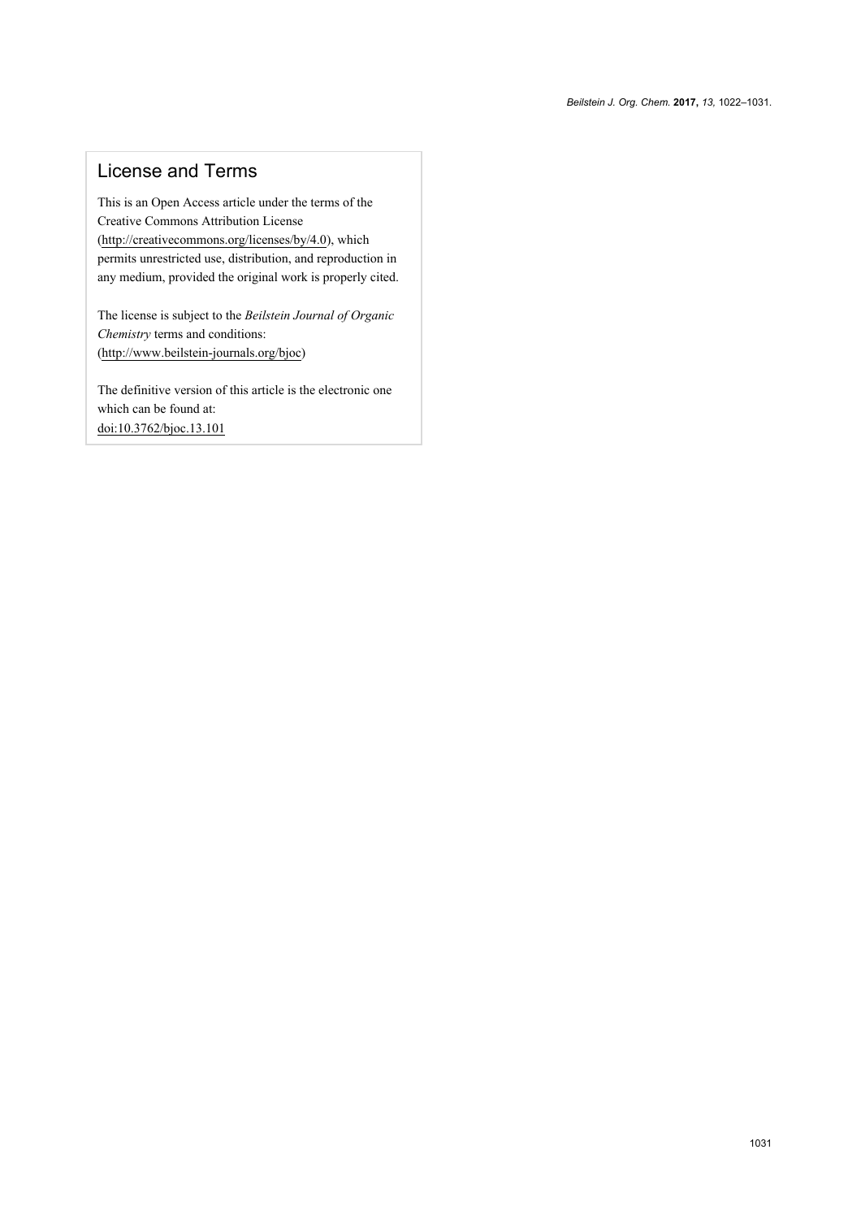## License and Terms

This is an Open Access article under the terms of the Creative Commons Attribution License (http://creativecommons.org/licenses/by/4.0), which permits unrestricted use, distribution, and reproduction in any medium, provided the original work is properly cited.

The license is subject to the *Beilstein Journal of Organic Chemistry* terms and conditions: (http://www.beilstein-journals.org/bjoc)

The definitive version of this article is the electronic one which can be found at:
doi:10.3762/bjoc.13.101